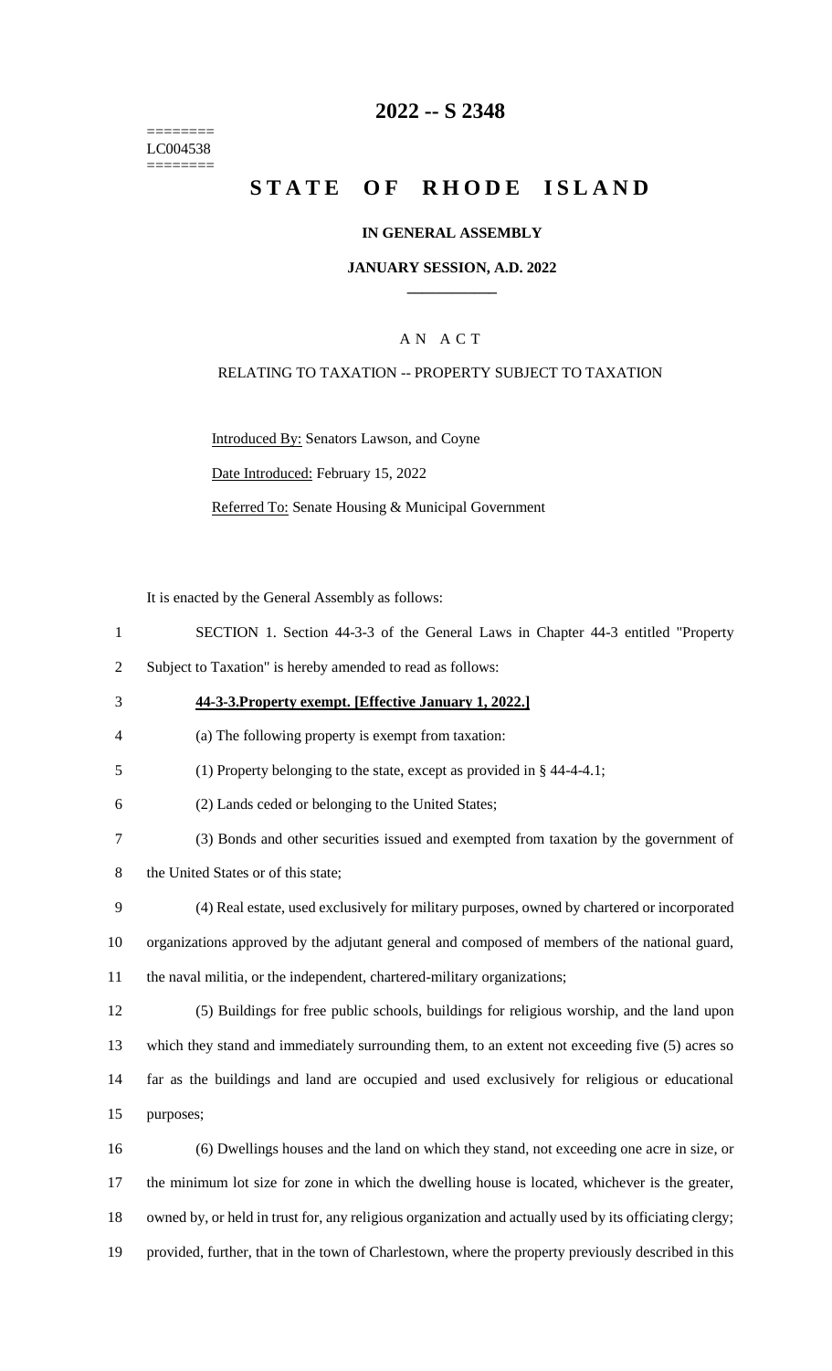========
LC004538
========

# 2022 -- S 2348

# STATE OF RHODE ISLAND

### IN GENERAL ASSEMBLY

### JANUARY SESSION, A.D. 2022

## A N A C T

RELATING TO TAXATION -- PROPERTY SUBJECT TO TAXATION

Introduced By: Senators Lawson, and Coyne

Date Introduced: February 15, 2022

Referred To: Senate Housing & Municipal Government

It is enacted by the General Assembly as follows:

SECTION 1. Section 44-3-3 of the General Laws in Chapter 44-3 entitled "Property Subject to Taxation" is hereby amended to read as follows:

**44-3-3.Property exempt. [Effective January 1, 2022.]**

(a) The following property is exempt from taxation:

(1) Property belonging to the state, except as provided in § 44-4-4.1;

(2) Lands ceded or belonging to the United States;

(3) Bonds and other securities issued and exempted from taxation by the government of the United States or of this state;

(4) Real estate, used exclusively for military purposes, owned by chartered or incorporated organizations approved by the adjutant general and composed of members of the national guard, the naval militia, or the independent, chartered-military organizations;

(5) Buildings for free public schools, buildings for religious worship, and the land upon which they stand and immediately surrounding them, to an extent not exceeding five (5) acres so far as the buildings and land are occupied and used exclusively for religious or educational purposes;

(6) Dwellings houses and the land on which they stand, not exceeding one acre in size, or the minimum lot size for zone in which the dwelling house is located, whichever is the greater, owned by, or held in trust for, any religious organization and actually used by its officiating clergy; provided, further, that in the town of Charlestown, where the property previously described in this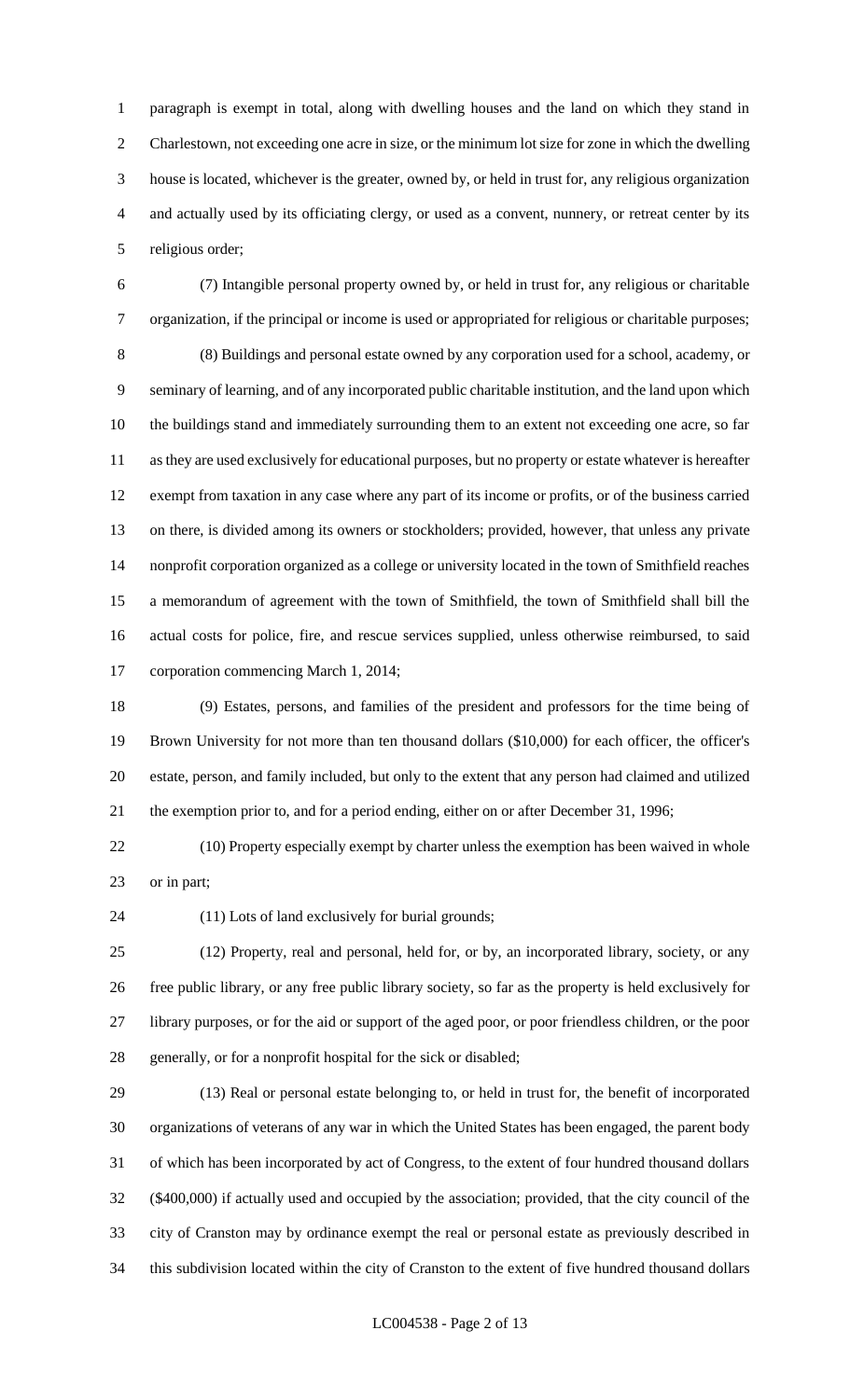paragraph is exempt in total, along with dwelling houses and the land on which they stand in Charlestown, not exceeding one acre in size, or the minimum lot size for zone in which the dwelling house is located, whichever is the greater, owned by, or held in trust for, any religious organization and actually used by its officiating clergy, or used as a convent, nunnery, or retreat center by its religious order;

(7) Intangible personal property owned by, or held in trust for, any religious or charitable organization, if the principal or income is used or appropriated for religious or charitable purposes;

(8) Buildings and personal estate owned by any corporation used for a school, academy, or seminary of learning, and of any incorporated public charitable institution, and the land upon which the buildings stand and immediately surrounding them to an extent not exceeding one acre, so far as they are used exclusively for educational purposes, but no property or estate whatever is hereafter exempt from taxation in any case where any part of its income or profits, or of the business carried on there, is divided among its owners or stockholders; provided, however, that unless any private nonprofit corporation organized as a college or university located in the town of Smithfield reaches a memorandum of agreement with the town of Smithfield, the town of Smithfield shall bill the actual costs for police, fire, and rescue services supplied, unless otherwise reimbursed, to said corporation commencing March 1, 2014;

(9) Estates, persons, and families of the president and professors for the time being of Brown University for not more than ten thousand dollars ($10,000) for each officer, the officer's estate, person, and family included, but only to the extent that any person had claimed and utilized the exemption prior to, and for a period ending, either on or after December 31, 1996;

(10) Property especially exempt by charter unless the exemption has been waived in whole or in part;

(11) Lots of land exclusively for burial grounds;

(12) Property, real and personal, held for, or by, an incorporated library, society, or any free public library, or any free public library society, so far as the property is held exclusively for library purposes, or for the aid or support of the aged poor, or poor friendless children, or the poor generally, or for a nonprofit hospital for the sick or disabled;

(13) Real or personal estate belonging to, or held in trust for, the benefit of incorporated organizations of veterans of any war in which the United States has been engaged, the parent body of which has been incorporated by act of Congress, to the extent of four hundred thousand dollars ($400,000) if actually used and occupied by the association; provided, that the city council of the city of Cranston may by ordinance exempt the real or personal estate as previously described in this subdivision located within the city of Cranston to the extent of five hundred thousand dollars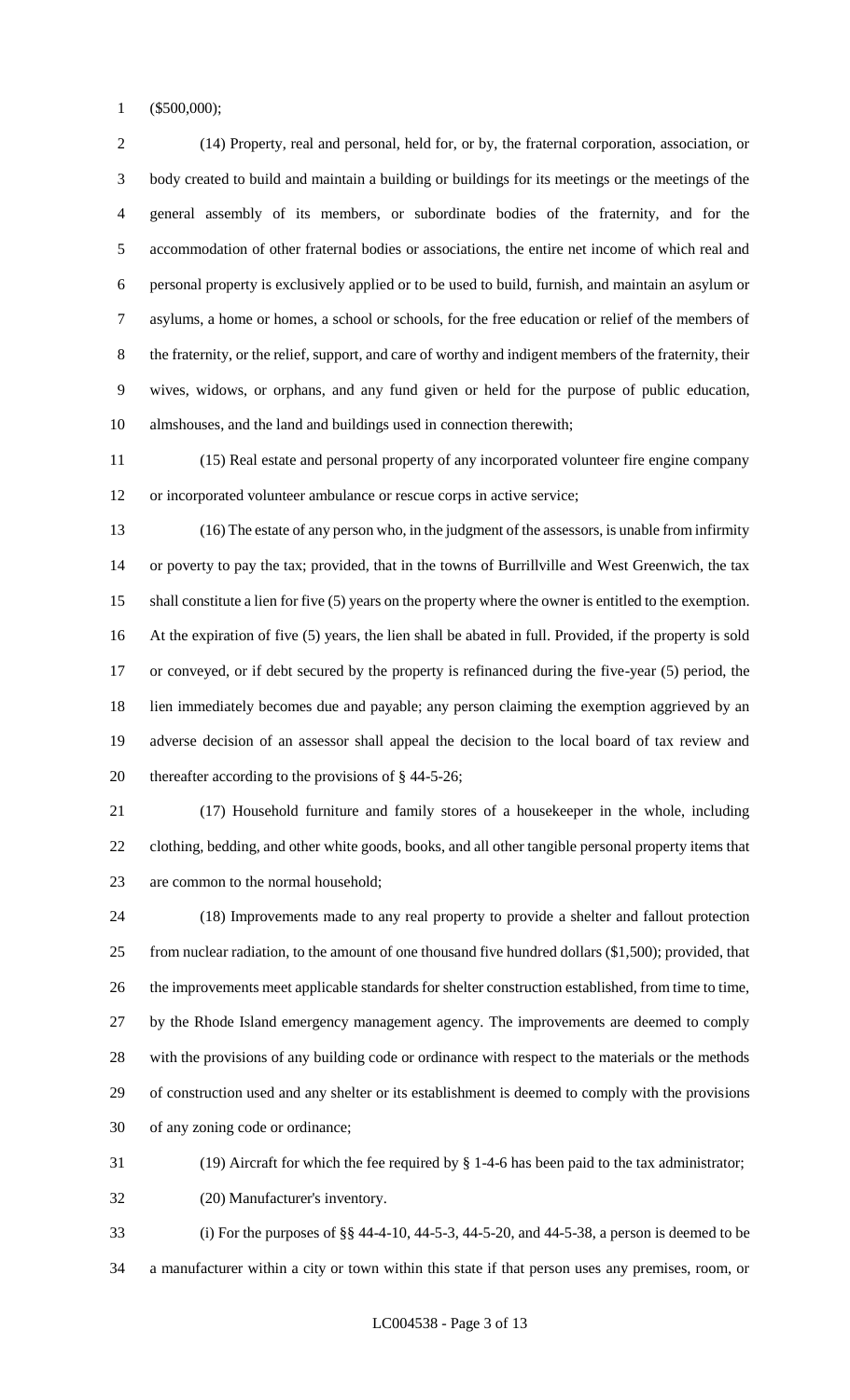($500,000);

(14) Property, real and personal, held for, or by, the fraternal corporation, association, or body created to build and maintain a building or buildings for its meetings or the meetings of the general assembly of its members, or subordinate bodies of the fraternity, and for the accommodation of other fraternal bodies or associations, the entire net income of which real and personal property is exclusively applied or to be used to build, furnish, and maintain an asylum or asylums, a home or homes, a school or schools, for the free education or relief of the members of the fraternity, or the relief, support, and care of worthy and indigent members of the fraternity, their wives, widows, or orphans, and any fund given or held for the purpose of public education, almshouses, and the land and buildings used in connection therewith;

(15) Real estate and personal property of any incorporated volunteer fire engine company or incorporated volunteer ambulance or rescue corps in active service;

(16) The estate of any person who, in the judgment of the assessors, is unable from infirmity or poverty to pay the tax; provided, that in the towns of Burrillville and West Greenwich, the tax shall constitute a lien for five (5) years on the property where the owner is entitled to the exemption. At the expiration of five (5) years, the lien shall be abated in full. Provided, if the property is sold or conveyed, or if debt secured by the property is refinanced during the five-year (5) period, the lien immediately becomes due and payable; any person claiming the exemption aggrieved by an adverse decision of an assessor shall appeal the decision to the local board of tax review and thereafter according to the provisions of § 44-5-26;

(17) Household furniture and family stores of a housekeeper in the whole, including clothing, bedding, and other white goods, books, and all other tangible personal property items that are common to the normal household;

(18) Improvements made to any real property to provide a shelter and fallout protection from nuclear radiation, to the amount of one thousand five hundred dollars ($1,500); provided, that the improvements meet applicable standards for shelter construction established, from time to time, by the Rhode Island emergency management agency. The improvements are deemed to comply with the provisions of any building code or ordinance with respect to the materials or the methods of construction used and any shelter or its establishment is deemed to comply with the provisions of any zoning code or ordinance;

(19) Aircraft for which the fee required by § 1-4-6 has been paid to the tax administrator;

(20) Manufacturer's inventory.

(i) For the purposes of §§ 44-4-10, 44-5-3, 44-5-20, and 44-5-38, a person is deemed to be a manufacturer within a city or town within this state if that person uses any premises, room, or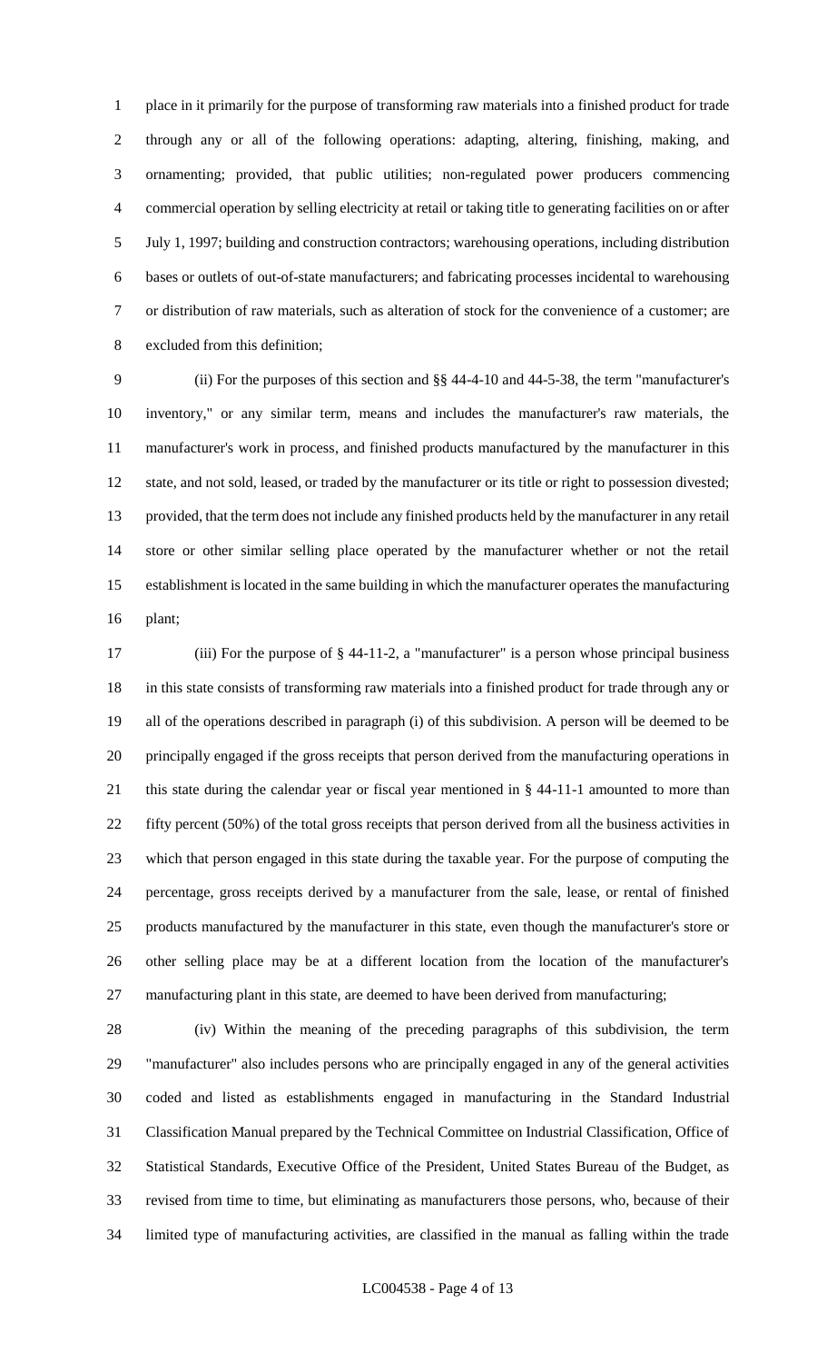place in it primarily for the purpose of transforming raw materials into a finished product for trade through any or all of the following operations: adapting, altering, finishing, making, and ornamenting; provided, that public utilities; non-regulated power producers commencing commercial operation by selling electricity at retail or taking title to generating facilities on or after July 1, 1997; building and construction contractors; warehousing operations, including distribution bases or outlets of out-of-state manufacturers; and fabricating processes incidental to warehousing or distribution of raw materials, such as alteration of stock for the convenience of a customer; are excluded from this definition;

(ii) For the purposes of this section and §§ 44-4-10 and 44-5-38, the term "manufacturer's inventory," or any similar term, means and includes the manufacturer's raw materials, the manufacturer's work in process, and finished products manufactured by the manufacturer in this state, and not sold, leased, or traded by the manufacturer or its title or right to possession divested; provided, that the term does not include any finished products held by the manufacturer in any retail store or other similar selling place operated by the manufacturer whether or not the retail establishment is located in the same building in which the manufacturer operates the manufacturing plant;

(iii) For the purpose of § 44-11-2, a "manufacturer" is a person whose principal business in this state consists of transforming raw materials into a finished product for trade through any or all of the operations described in paragraph (i) of this subdivision. A person will be deemed to be principally engaged if the gross receipts that person derived from the manufacturing operations in this state during the calendar year or fiscal year mentioned in § 44-11-1 amounted to more than fifty percent (50%) of the total gross receipts that person derived from all the business activities in which that person engaged in this state during the taxable year. For the purpose of computing the percentage, gross receipts derived by a manufacturer from the sale, lease, or rental of finished products manufactured by the manufacturer in this state, even though the manufacturer's store or other selling place may be at a different location from the location of the manufacturer's manufacturing plant in this state, are deemed to have been derived from manufacturing;

(iv) Within the meaning of the preceding paragraphs of this subdivision, the term "manufacturer" also includes persons who are principally engaged in any of the general activities coded and listed as establishments engaged in manufacturing in the Standard Industrial Classification Manual prepared by the Technical Committee on Industrial Classification, Office of Statistical Standards, Executive Office of the President, United States Bureau of the Budget, as revised from time to time, but eliminating as manufacturers those persons, who, because of their limited type of manufacturing activities, are classified in the manual as falling within the trade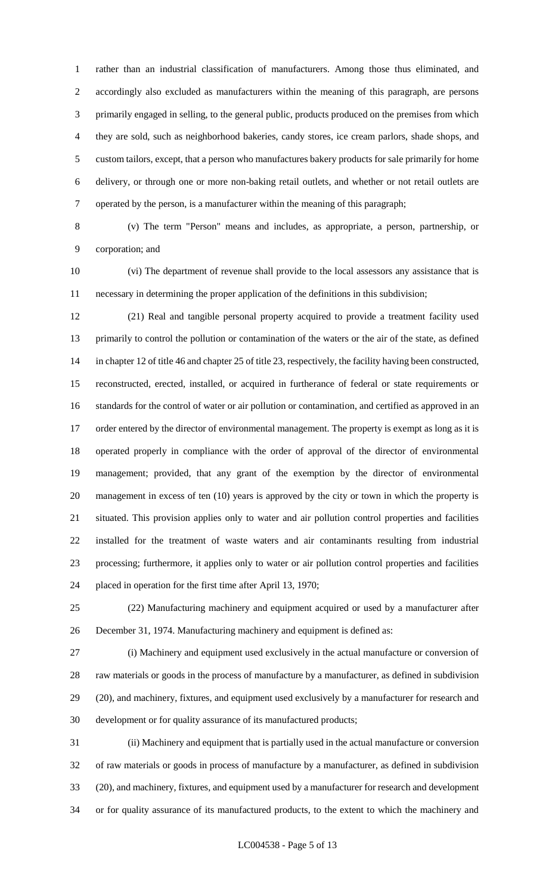rather than an industrial classification of manufacturers. Among those thus eliminated, and accordingly also excluded as manufacturers within the meaning of this paragraph, are persons primarily engaged in selling, to the general public, products produced on the premises from which they are sold, such as neighborhood bakeries, candy stores, ice cream parlors, shade shops, and custom tailors, except, that a person who manufactures bakery products for sale primarily for home delivery, or through one or more non-baking retail outlets, and whether or not retail outlets are operated by the person, is a manufacturer within the meaning of this paragraph;

(v) The term "Person" means and includes, as appropriate, a person, partnership, or corporation; and

(vi) The department of revenue shall provide to the local assessors any assistance that is necessary in determining the proper application of the definitions in this subdivision;

(21) Real and tangible personal property acquired to provide a treatment facility used primarily to control the pollution or contamination of the waters or the air of the state, as defined in chapter 12 of title 46 and chapter 25 of title 23, respectively, the facility having been constructed, reconstructed, erected, installed, or acquired in furtherance of federal or state requirements or standards for the control of water or air pollution or contamination, and certified as approved in an order entered by the director of environmental management. The property is exempt as long as it is operated properly in compliance with the order of approval of the director of environmental management; provided, that any grant of the exemption by the director of environmental management in excess of ten (10) years is approved by the city or town in which the property is situated. This provision applies only to water and air pollution control properties and facilities installed for the treatment of waste waters and air contaminants resulting from industrial processing; furthermore, it applies only to water or air pollution control properties and facilities placed in operation for the first time after April 13, 1970;

(22) Manufacturing machinery and equipment acquired or used by a manufacturer after December 31, 1974. Manufacturing machinery and equipment is defined as:

(i) Machinery and equipment used exclusively in the actual manufacture or conversion of raw materials or goods in the process of manufacture by a manufacturer, as defined in subdivision (20), and machinery, fixtures, and equipment used exclusively by a manufacturer for research and development or for quality assurance of its manufactured products;

(ii) Machinery and equipment that is partially used in the actual manufacture or conversion of raw materials or goods in process of manufacture by a manufacturer, as defined in subdivision (20), and machinery, fixtures, and equipment used by a manufacturer for research and development or for quality assurance of its manufactured products, to the extent to which the machinery and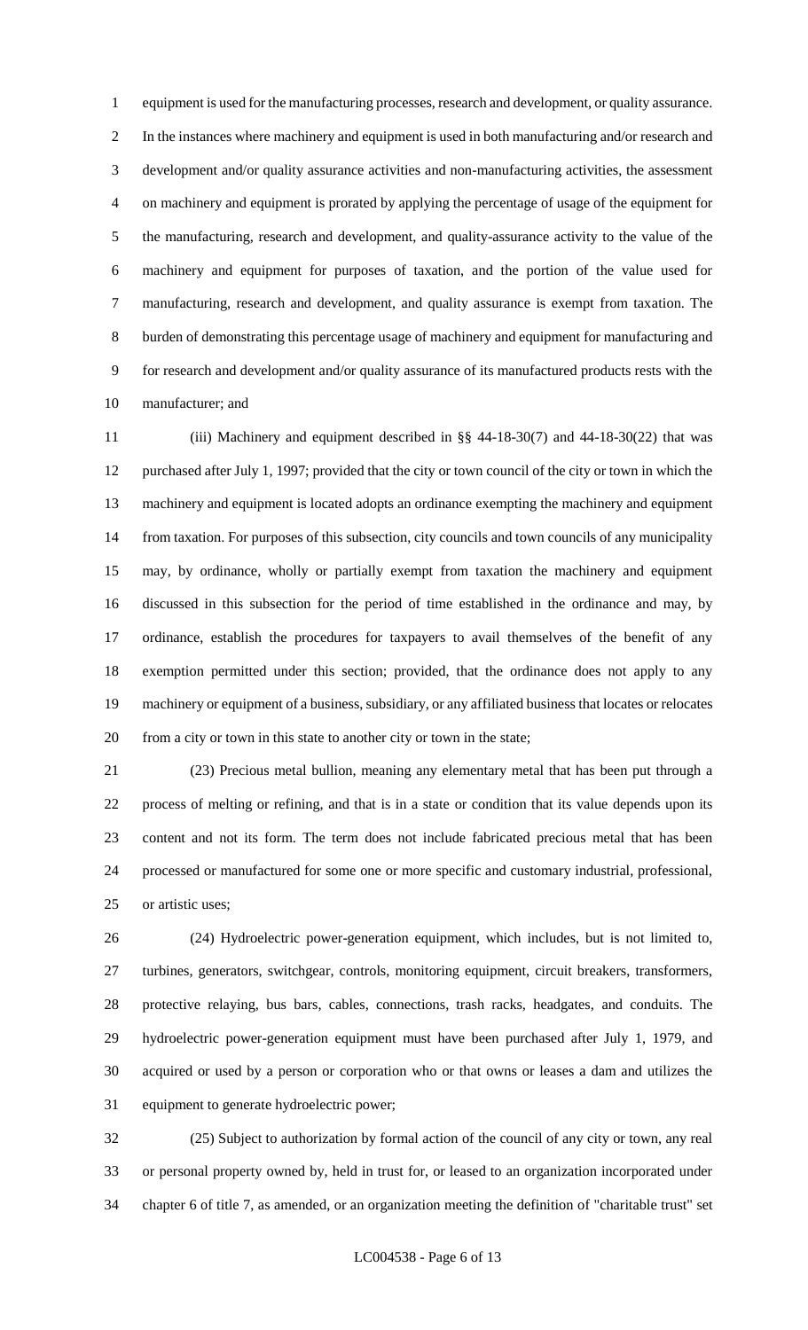equipment is used for the manufacturing processes, research and development, or quality assurance. In the instances where machinery and equipment is used in both manufacturing and/or research and development and/or quality assurance activities and non-manufacturing activities, the assessment on machinery and equipment is prorated by applying the percentage of usage of the equipment for the manufacturing, research and development, and quality-assurance activity to the value of the machinery and equipment for purposes of taxation, and the portion of the value used for manufacturing, research and development, and quality assurance is exempt from taxation. The burden of demonstrating this percentage usage of machinery and equipment for manufacturing and for research and development and/or quality assurance of its manufactured products rests with the manufacturer; and

(iii) Machinery and equipment described in §§ 44-18-30(7) and 44-18-30(22) that was purchased after July 1, 1997; provided that the city or town council of the city or town in which the machinery and equipment is located adopts an ordinance exempting the machinery and equipment from taxation. For purposes of this subsection, city councils and town councils of any municipality may, by ordinance, wholly or partially exempt from taxation the machinery and equipment discussed in this subsection for the period of time established in the ordinance and may, by ordinance, establish the procedures for taxpayers to avail themselves of the benefit of any exemption permitted under this section; provided, that the ordinance does not apply to any machinery or equipment of a business, subsidiary, or any affiliated business that locates or relocates from a city or town in this state to another city or town in the state;

(23) Precious metal bullion, meaning any elementary metal that has been put through a process of melting or refining, and that is in a state or condition that its value depends upon its content and not its form. The term does not include fabricated precious metal that has been processed or manufactured for some one or more specific and customary industrial, professional, or artistic uses;

(24) Hydroelectric power-generation equipment, which includes, but is not limited to, turbines, generators, switchgear, controls, monitoring equipment, circuit breakers, transformers, protective relaying, bus bars, cables, connections, trash racks, headgates, and conduits. The hydroelectric power-generation equipment must have been purchased after July 1, 1979, and acquired or used by a person or corporation who or that owns or leases a dam and utilizes the equipment to generate hydroelectric power;

(25) Subject to authorization by formal action of the council of any city or town, any real or personal property owned by, held in trust for, or leased to an organization incorporated under chapter 6 of title 7, as amended, or an organization meeting the definition of "charitable trust" set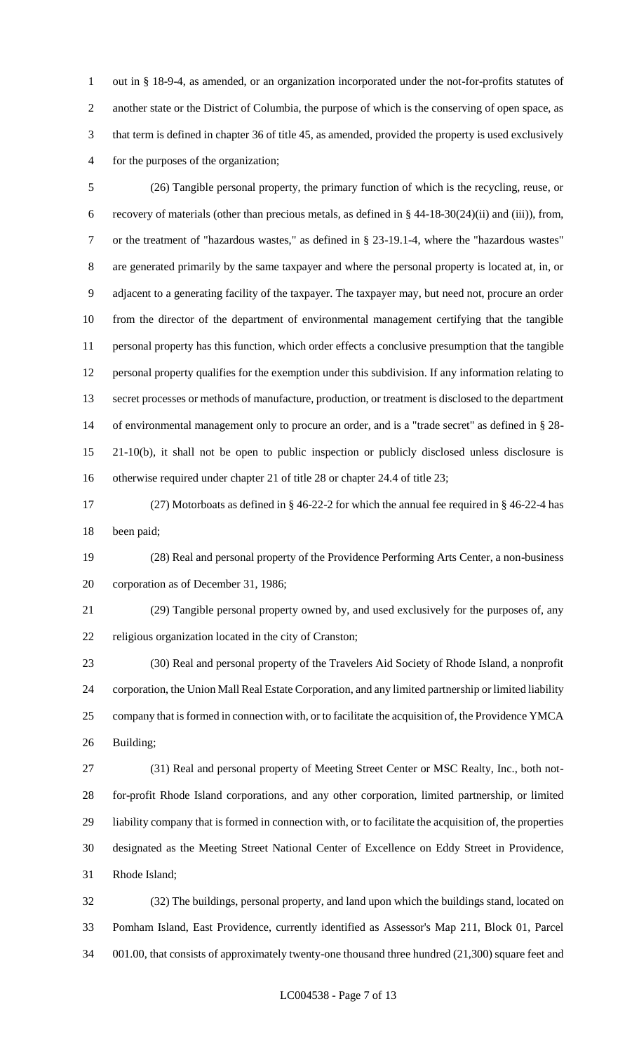out in § 18-9-4, as amended, or an organization incorporated under the not-for-profits statutes of another state or the District of Columbia, the purpose of which is the conserving of open space, as that term is defined in chapter 36 of title 45, as amended, provided the property is used exclusively for the purposes of the organization;

(26) Tangible personal property, the primary function of which is the recycling, reuse, or recovery of materials (other than precious metals, as defined in § 44-18-30(24)(ii) and (iii)), from, or the treatment of "hazardous wastes," as defined in § 23-19.1-4, where the "hazardous wastes" are generated primarily by the same taxpayer and where the personal property is located at, in, or adjacent to a generating facility of the taxpayer. The taxpayer may, but need not, procure an order from the director of the department of environmental management certifying that the tangible personal property has this function, which order effects a conclusive presumption that the tangible personal property qualifies for the exemption under this subdivision. If any information relating to secret processes or methods of manufacture, production, or treatment is disclosed to the department of environmental management only to procure an order, and is a "trade secret" as defined in § 28-21-10(b), it shall not be open to public inspection or publicly disclosed unless disclosure is otherwise required under chapter 21 of title 28 or chapter 24.4 of title 23;

(27) Motorboats as defined in § 46-22-2 for which the annual fee required in § 46-22-4 has been paid;

(28) Real and personal property of the Providence Performing Arts Center, a non-business corporation as of December 31, 1986;

(29) Tangible personal property owned by, and used exclusively for the purposes of, any religious organization located in the city of Cranston;

(30) Real and personal property of the Travelers Aid Society of Rhode Island, a nonprofit corporation, the Union Mall Real Estate Corporation, and any limited partnership or limited liability company that is formed in connection with, or to facilitate the acquisition of, the Providence YMCA Building;

(31) Real and personal property of Meeting Street Center or MSC Realty, Inc., both not-for-profit Rhode Island corporations, and any other corporation, limited partnership, or limited liability company that is formed in connection with, or to facilitate the acquisition of, the properties designated as the Meeting Street National Center of Excellence on Eddy Street in Providence, Rhode Island;

(32) The buildings, personal property, and land upon which the buildings stand, located on Pomham Island, East Providence, currently identified as Assessor's Map 211, Block 01, Parcel 001.00, that consists of approximately twenty-one thousand three hundred (21,300) square feet and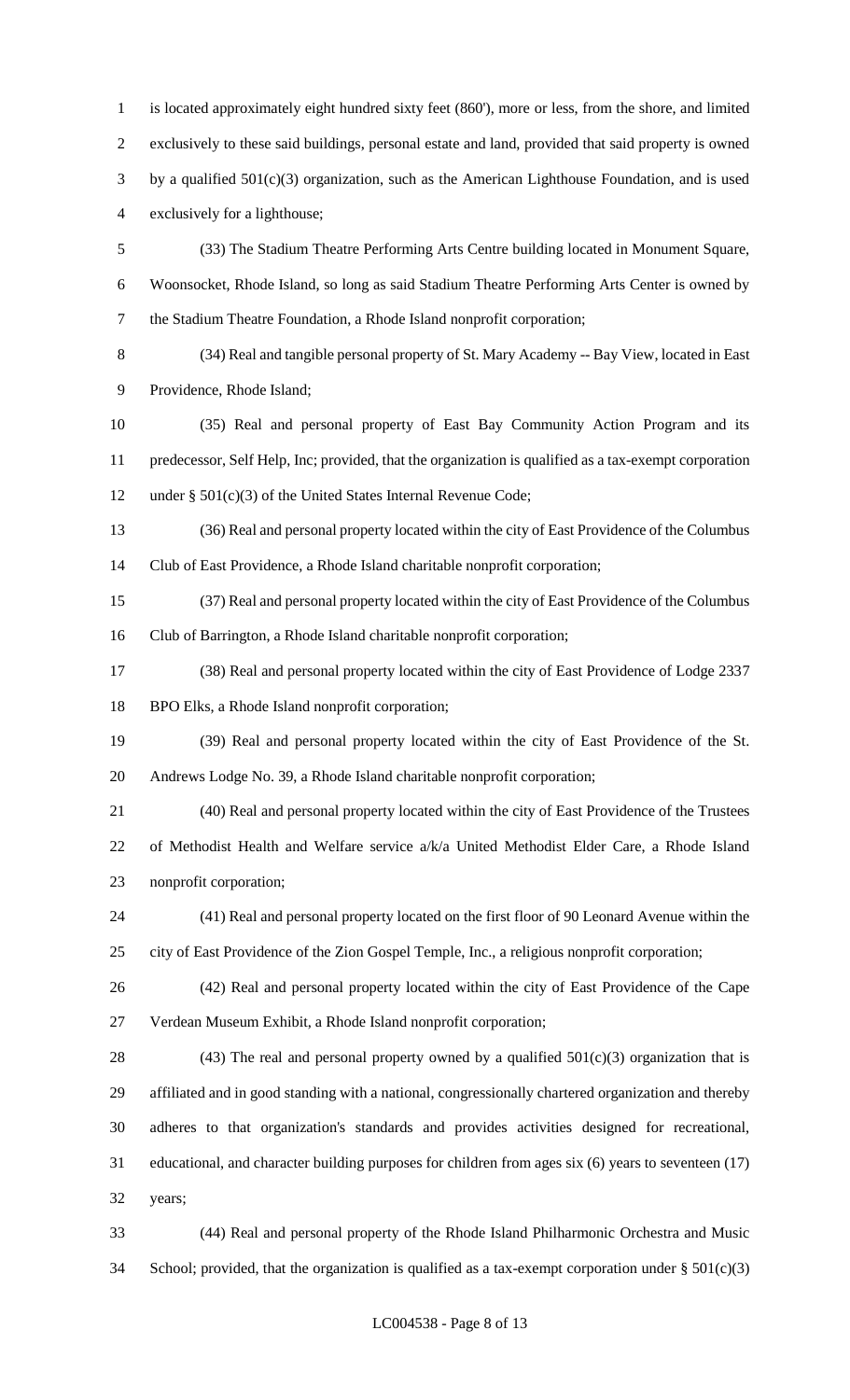is located approximately eight hundred sixty feet (860'), more or less, from the shore, and limited exclusively to these said buildings, personal estate and land, provided that said property is owned by a qualified 501(c)(3) organization, such as the American Lighthouse Foundation, and is used exclusively for a lighthouse;

(33) The Stadium Theatre Performing Arts Centre building located in Monument Square, Woonsocket, Rhode Island, so long as said Stadium Theatre Performing Arts Center is owned by the Stadium Theatre Foundation, a Rhode Island nonprofit corporation;

(34) Real and tangible personal property of St. Mary Academy -- Bay View, located in East Providence, Rhode Island;

(35) Real and personal property of East Bay Community Action Program and its predecessor, Self Help, Inc; provided, that the organization is qualified as a tax-exempt corporation under § 501(c)(3) of the United States Internal Revenue Code;

(36) Real and personal property located within the city of East Providence of the Columbus Club of East Providence, a Rhode Island charitable nonprofit corporation;

(37) Real and personal property located within the city of East Providence of the Columbus Club of Barrington, a Rhode Island charitable nonprofit corporation;

(38) Real and personal property located within the city of East Providence of Lodge 2337 BPO Elks, a Rhode Island nonprofit corporation;

(39) Real and personal property located within the city of East Providence of the St. Andrews Lodge No. 39, a Rhode Island charitable nonprofit corporation;

(40) Real and personal property located within the city of East Providence of the Trustees of Methodist Health and Welfare service a/k/a United Methodist Elder Care, a Rhode Island nonprofit corporation;

(41) Real and personal property located on the first floor of 90 Leonard Avenue within the city of East Providence of the Zion Gospel Temple, Inc., a religious nonprofit corporation;

(42) Real and personal property located within the city of East Providence of the Cape Verdean Museum Exhibit, a Rhode Island nonprofit corporation;

(43) The real and personal property owned by a qualified 501(c)(3) organization that is affiliated and in good standing with a national, congressionally chartered organization and thereby adheres to that organization's standards and provides activities designed for recreational, educational, and character building purposes for children from ages six (6) years to seventeen (17) years;

(44) Real and personal property of the Rhode Island Philharmonic Orchestra and Music School; provided, that the organization is qualified as a tax-exempt corporation under § 501(c)(3)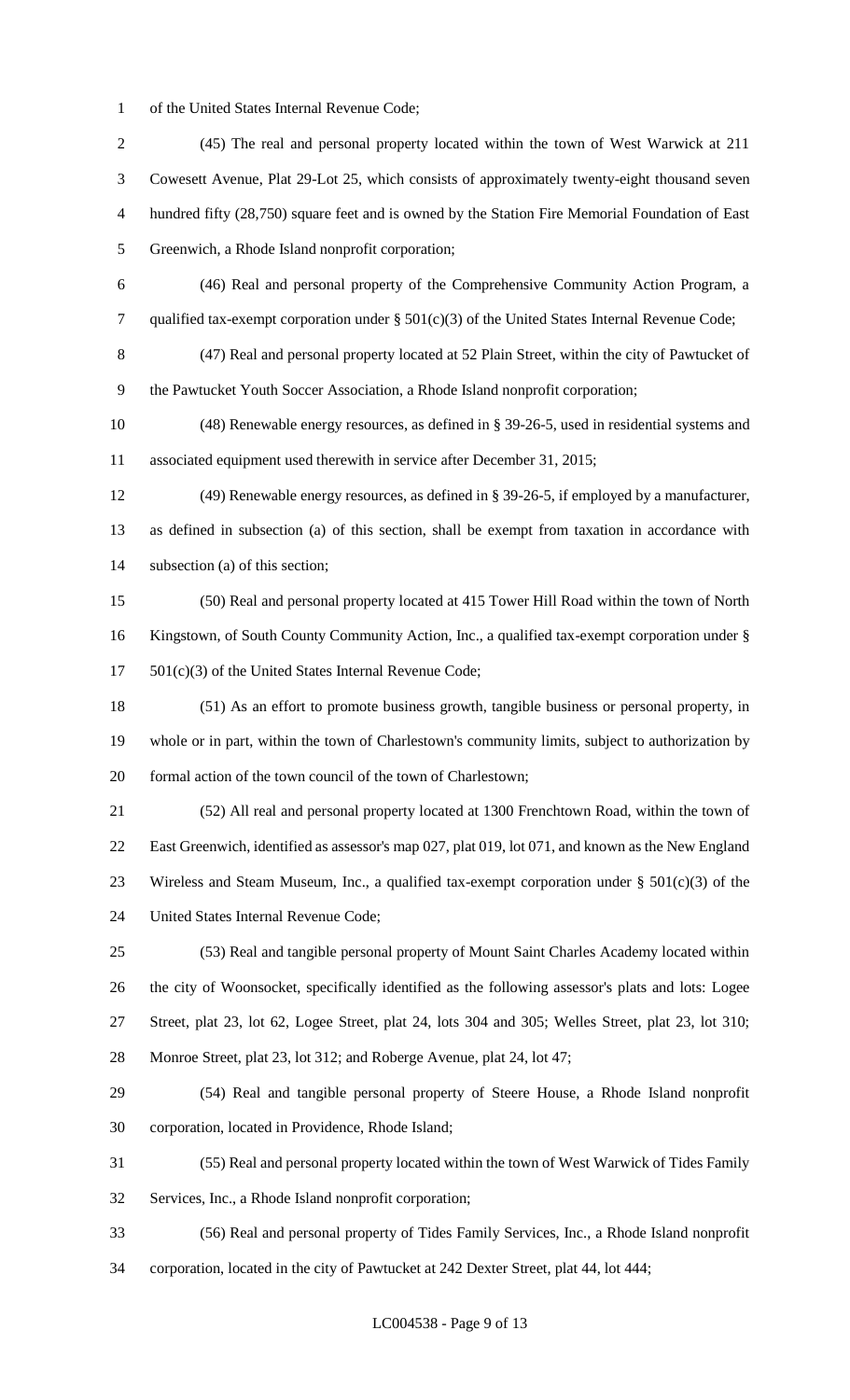of the United States Internal Revenue Code;

(45) The real and personal property located within the town of West Warwick at 211 Cowesett Avenue, Plat 29-Lot 25, which consists of approximately twenty-eight thousand seven hundred fifty (28,750) square feet and is owned by the Station Fire Memorial Foundation of East Greenwich, a Rhode Island nonprofit corporation;

(46) Real and personal property of the Comprehensive Community Action Program, a qualified tax-exempt corporation under § 501(c)(3) of the United States Internal Revenue Code;

(47) Real and personal property located at 52 Plain Street, within the city of Pawtucket of the Pawtucket Youth Soccer Association, a Rhode Island nonprofit corporation;

(48) Renewable energy resources, as defined in § 39-26-5, used in residential systems and associated equipment used therewith in service after December 31, 2015;

(49) Renewable energy resources, as defined in § 39-26-5, if employed by a manufacturer, as defined in subsection (a) of this section, shall be exempt from taxation in accordance with subsection (a) of this section;

(50) Real and personal property located at 415 Tower Hill Road within the town of North Kingstown, of South County Community Action, Inc., a qualified tax-exempt corporation under § 501(c)(3) of the United States Internal Revenue Code;

(51) As an effort to promote business growth, tangible business or personal property, in whole or in part, within the town of Charlestown's community limits, subject to authorization by formal action of the town council of the town of Charlestown;

(52) All real and personal property located at 1300 Frenchtown Road, within the town of East Greenwich, identified as assessor's map 027, plat 019, lot 071, and known as the New England Wireless and Steam Museum, Inc., a qualified tax-exempt corporation under § 501(c)(3) of the United States Internal Revenue Code;

(53) Real and tangible personal property of Mount Saint Charles Academy located within the city of Woonsocket, specifically identified as the following assessor's plats and lots: Logee Street, plat 23, lot 62, Logee Street, plat 24, lots 304 and 305; Welles Street, plat 23, lot 310; Monroe Street, plat 23, lot 312; and Roberge Avenue, plat 24, lot 47;

(54) Real and tangible personal property of Steere House, a Rhode Island nonprofit corporation, located in Providence, Rhode Island;

(55) Real and personal property located within the town of West Warwick of Tides Family Services, Inc., a Rhode Island nonprofit corporation;

(56) Real and personal property of Tides Family Services, Inc., a Rhode Island nonprofit corporation, located in the city of Pawtucket at 242 Dexter Street, plat 44, lot 444;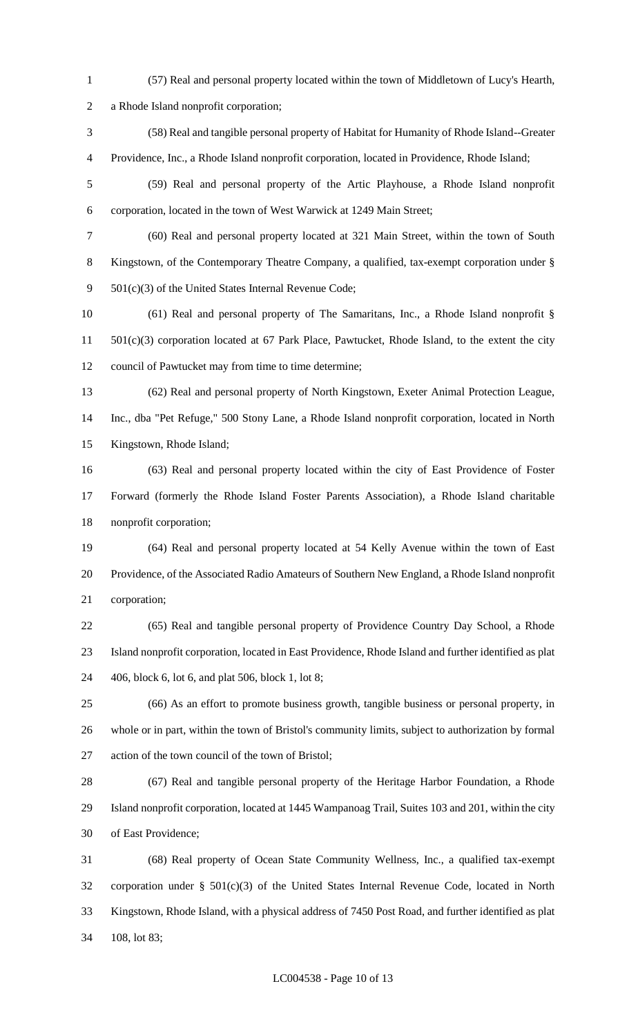(57) Real and personal property located within the town of Middletown of Lucy's Hearth, a Rhode Island nonprofit corporation;

(58) Real and tangible personal property of Habitat for Humanity of Rhode Island--Greater Providence, Inc., a Rhode Island nonprofit corporation, located in Providence, Rhode Island;

(59) Real and personal property of the Artic Playhouse, a Rhode Island nonprofit corporation, located in the town of West Warwick at 1249 Main Street;

(60) Real and personal property located at 321 Main Street, within the town of South Kingstown, of the Contemporary Theatre Company, a qualified, tax-exempt corporation under § 501(c)(3) of the United States Internal Revenue Code;

(61) Real and personal property of The Samaritans, Inc., a Rhode Island nonprofit § 501(c)(3) corporation located at 67 Park Place, Pawtucket, Rhode Island, to the extent the city council of Pawtucket may from time to time determine;

(62) Real and personal property of North Kingstown, Exeter Animal Protection League, Inc., dba "Pet Refuge," 500 Stony Lane, a Rhode Island nonprofit corporation, located in North Kingstown, Rhode Island;

(63) Real and personal property located within the city of East Providence of Foster Forward (formerly the Rhode Island Foster Parents Association), a Rhode Island charitable nonprofit corporation;

(64) Real and personal property located at 54 Kelly Avenue within the town of East Providence, of the Associated Radio Amateurs of Southern New England, a Rhode Island nonprofit corporation;

(65) Real and tangible personal property of Providence Country Day School, a Rhode Island nonprofit corporation, located in East Providence, Rhode Island and further identified as plat 406, block 6, lot 6, and plat 506, block 1, lot 8;

(66) As an effort to promote business growth, tangible business or personal property, in whole or in part, within the town of Bristol's community limits, subject to authorization by formal action of the town council of the town of Bristol;

(67) Real and tangible personal property of the Heritage Harbor Foundation, a Rhode Island nonprofit corporation, located at 1445 Wampanoag Trail, Suites 103 and 201, within the city of East Providence;

(68) Real property of Ocean State Community Wellness, Inc., a qualified tax-exempt corporation under § 501(c)(3) of the United States Internal Revenue Code, located in North Kingstown, Rhode Island, with a physical address of 7450 Post Road, and further identified as plat 108, lot 83;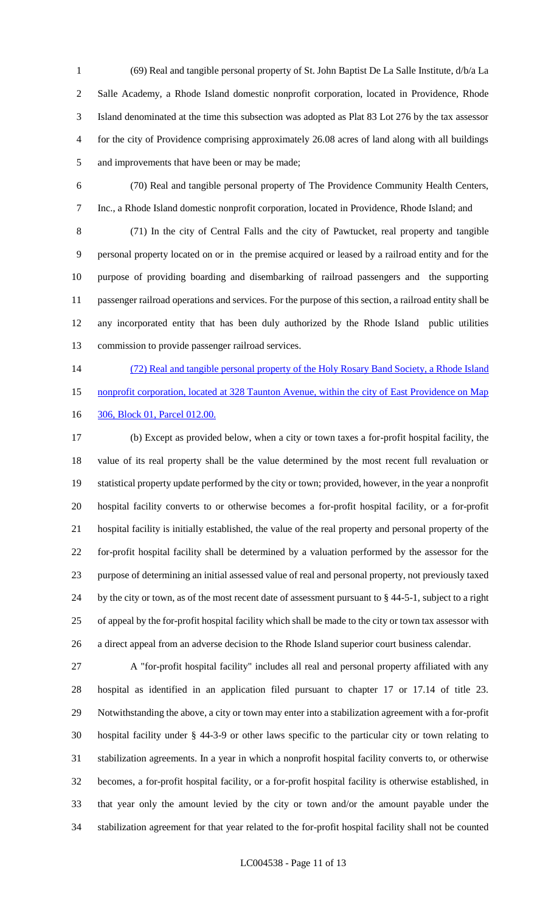(69) Real and tangible personal property of St. John Baptist De La Salle Institute, d/b/a La Salle Academy, a Rhode Island domestic nonprofit corporation, located in Providence, Rhode Island denominated at the time this subsection was adopted as Plat 83 Lot 276 by the tax assessor for the city of Providence comprising approximately 26.08 acres of land along with all buildings and improvements that have been or may be made;

(70) Real and tangible personal property of The Providence Community Health Centers, Inc., a Rhode Island domestic nonprofit corporation, located in Providence, Rhode Island; and

(71) In the city of Central Falls and the city of Pawtucket, real property and tangible personal property located on or in the premise acquired or leased by a railroad entity and for the purpose of providing boarding and disembarking of railroad passengers and the supporting passenger railroad operations and services. For the purpose of this section, a railroad entity shall be any incorporated entity that has been duly authorized by the Rhode Island public utilities commission to provide passenger railroad services.

(72) Real and tangible personal property of the Holy Rosary Band Society, a Rhode Island nonprofit corporation, located at 328 Taunton Avenue, within the city of East Providence on Map 306, Block 01, Parcel 012.00.

(b) Except as provided below, when a city or town taxes a for-profit hospital facility, the value of its real property shall be the value determined by the most recent full revaluation or statistical property update performed by the city or town; provided, however, in the year a nonprofit hospital facility converts to or otherwise becomes a for-profit hospital facility, or a for-profit hospital facility is initially established, the value of the real property and personal property of the for-profit hospital facility shall be determined by a valuation performed by the assessor for the purpose of determining an initial assessed value of real and personal property, not previously taxed by the city or town, as of the most recent date of assessment pursuant to § 44-5-1, subject to a right of appeal by the for-profit hospital facility which shall be made to the city or town tax assessor with a direct appeal from an adverse decision to the Rhode Island superior court business calendar.

A "for-profit hospital facility" includes all real and personal property affiliated with any hospital as identified in an application filed pursuant to chapter 17 or 17.14 of title 23. Notwithstanding the above, a city or town may enter into a stabilization agreement with a for-profit hospital facility under § 44-3-9 or other laws specific to the particular city or town relating to stabilization agreements. In a year in which a nonprofit hospital facility converts to, or otherwise becomes, a for-profit hospital facility, or a for-profit hospital facility is otherwise established, in that year only the amount levied by the city or town and/or the amount payable under the stabilization agreement for that year related to the for-profit hospital facility shall not be counted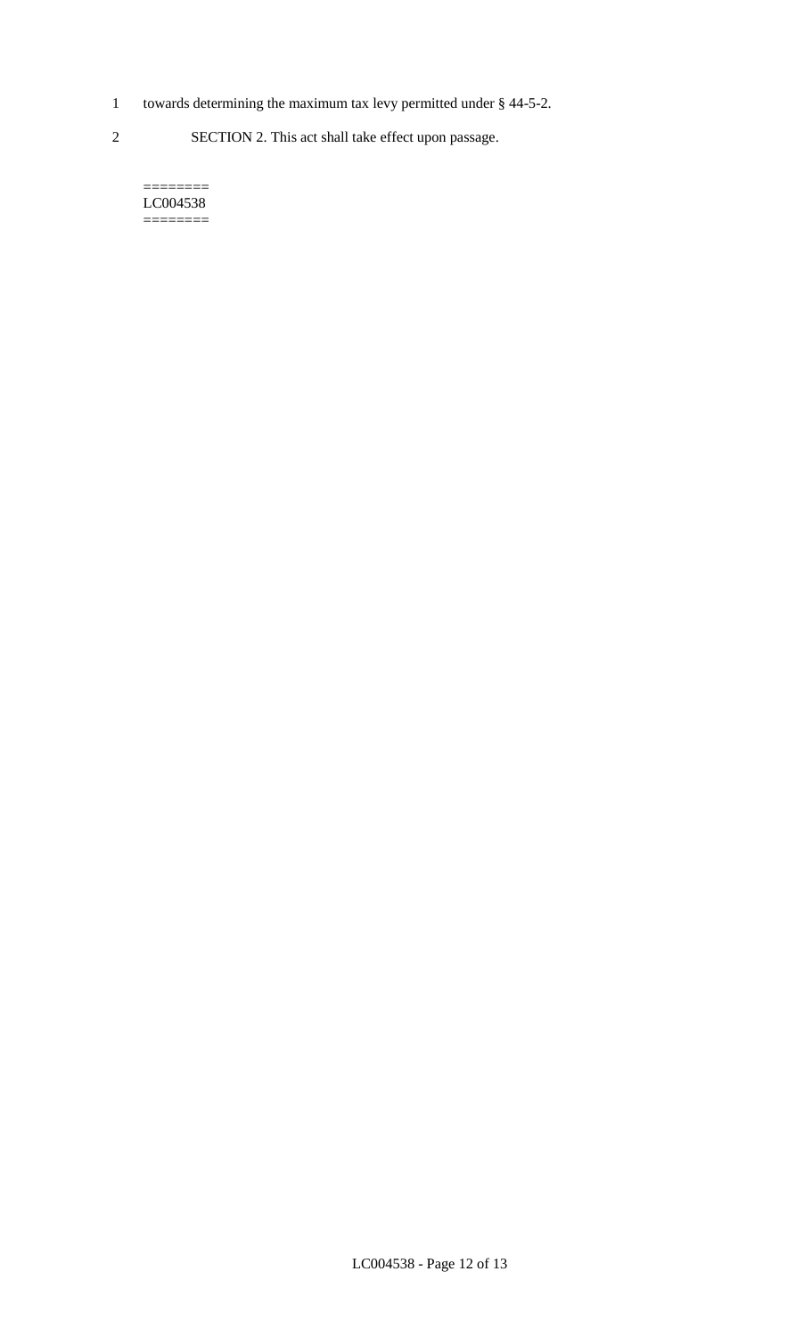towards determining the maximum tax levy permitted under § 44-5-2.

SECTION 2. This act shall take effect upon passage.

========
LC004538
========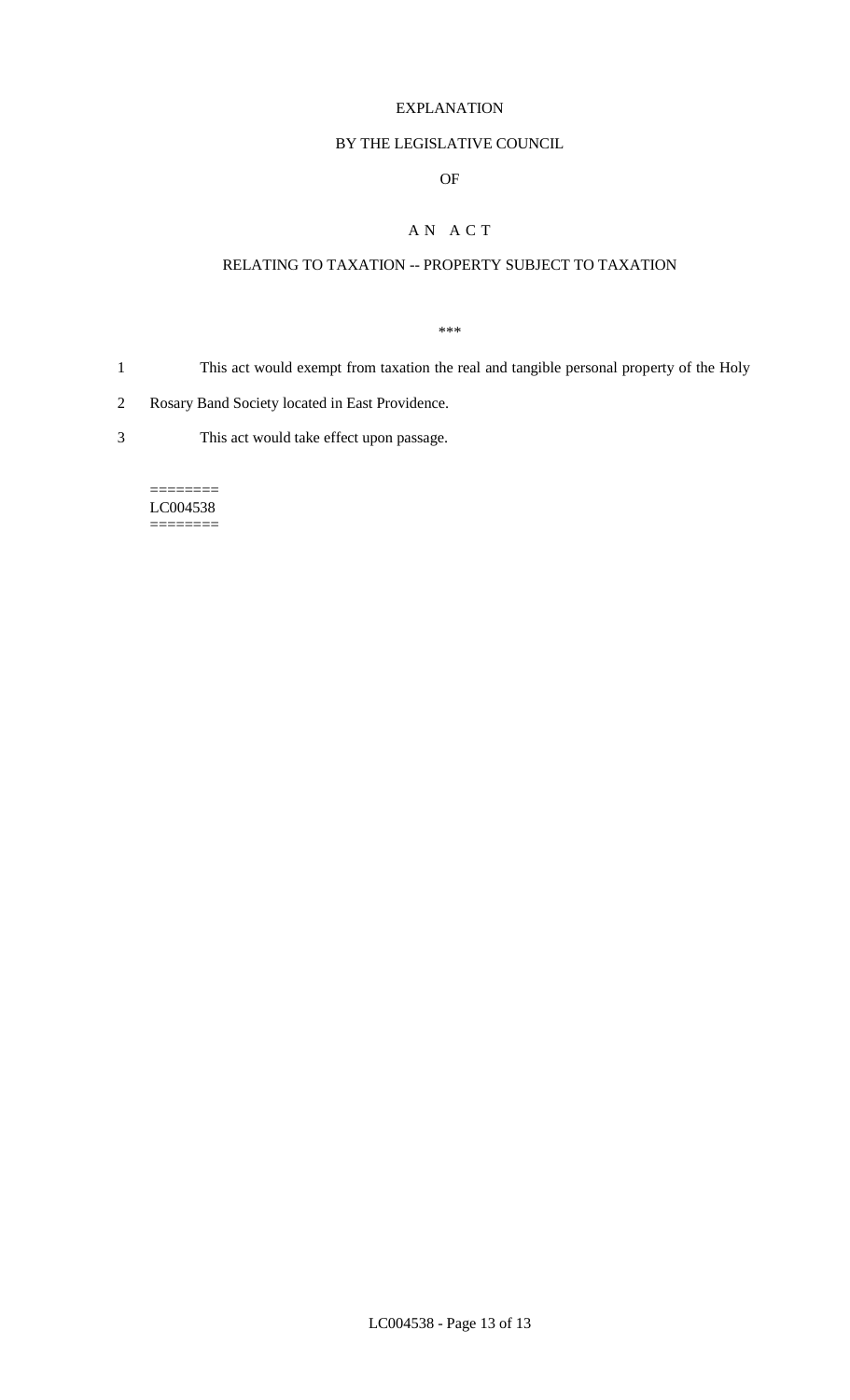EXPLANATION

BY THE LEGISLATIVE COUNCIL

OF

A N A C T

RELATING TO TAXATION -- PROPERTY SUBJECT TO TAXATION

\*\*\*

1 This act would exempt from taxation the real and tangible personal property of the Holy
2 Rosary Band Society located in East Providence.
3 This act would take effect upon passage.

========
LC004538
========